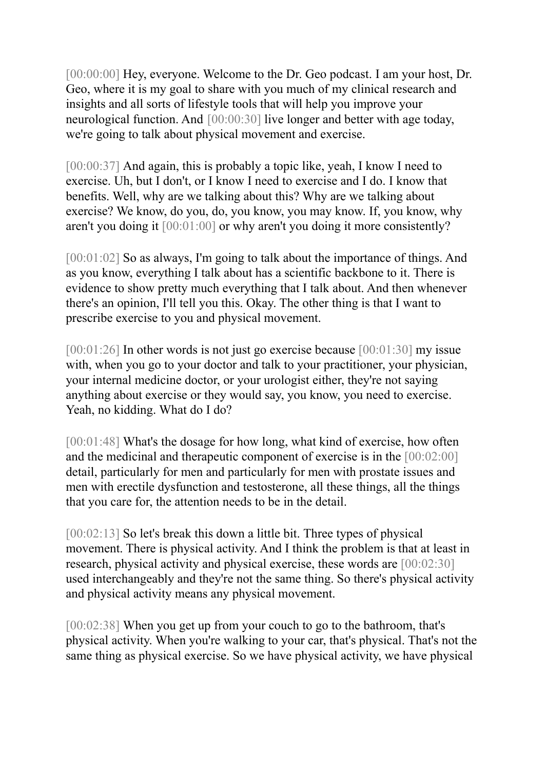[00:00:00] Hey, everyone. Welcome to the Dr. Geo podcast. I am your host, Dr. Geo, where it is my goal to share with you much of my clinical research and insights and all sorts of lifestyle tools that will help you improve your neurological function. And [00:00:30] live longer and better with age today, we're going to talk about physical movement and exercise.

[00:00:37] And again, this is probably a topic like, yeah, I know I need to exercise. Uh, but I don't, or I know I need to exercise and I do. I know that benefits. Well, why are we talking about this? Why are we talking about exercise? We know, do you, do, you know, you may know. If, you know, why aren't you doing it [00:01:00] or why aren't you doing it more consistently?

[00:01:02] So as always, I'm going to talk about the importance of things. And as you know, everything I talk about has a scientific backbone to it. There is evidence to show pretty much everything that I talk about. And then whenever there's an opinion, I'll tell you this. Okay. The other thing is that I want to prescribe exercise to you and physical movement.

[00:01:26] In other words is not just go exercise because [00:01:30] my issue with, when you go to your doctor and talk to your practitioner, your physician, your internal medicine doctor, or your urologist either, they're not saying anything about exercise or they would say, you know, you need to exercise. Yeah, no kidding. What do I do?

[00:01:48] What's the dosage for how long, what kind of exercise, how often and the medicinal and therapeutic component of exercise is in the [00:02:00] detail, particularly for men and particularly for men with prostate issues and men with erectile dysfunction and testosterone, all these things, all the things that you care for, the attention needs to be in the detail.

[00:02:13] So let's break this down a little bit. Three types of physical movement. There is physical activity. And I think the problem is that at least in research, physical activity and physical exercise, these words are [00:02:30] used interchangeably and they're not the same thing. So there's physical activity and physical activity means any physical movement.

[00:02:38] When you get up from your couch to go to the bathroom, that's physical activity. When you're walking to your car, that's physical. That's not the same thing as physical exercise. So we have physical activity, we have physical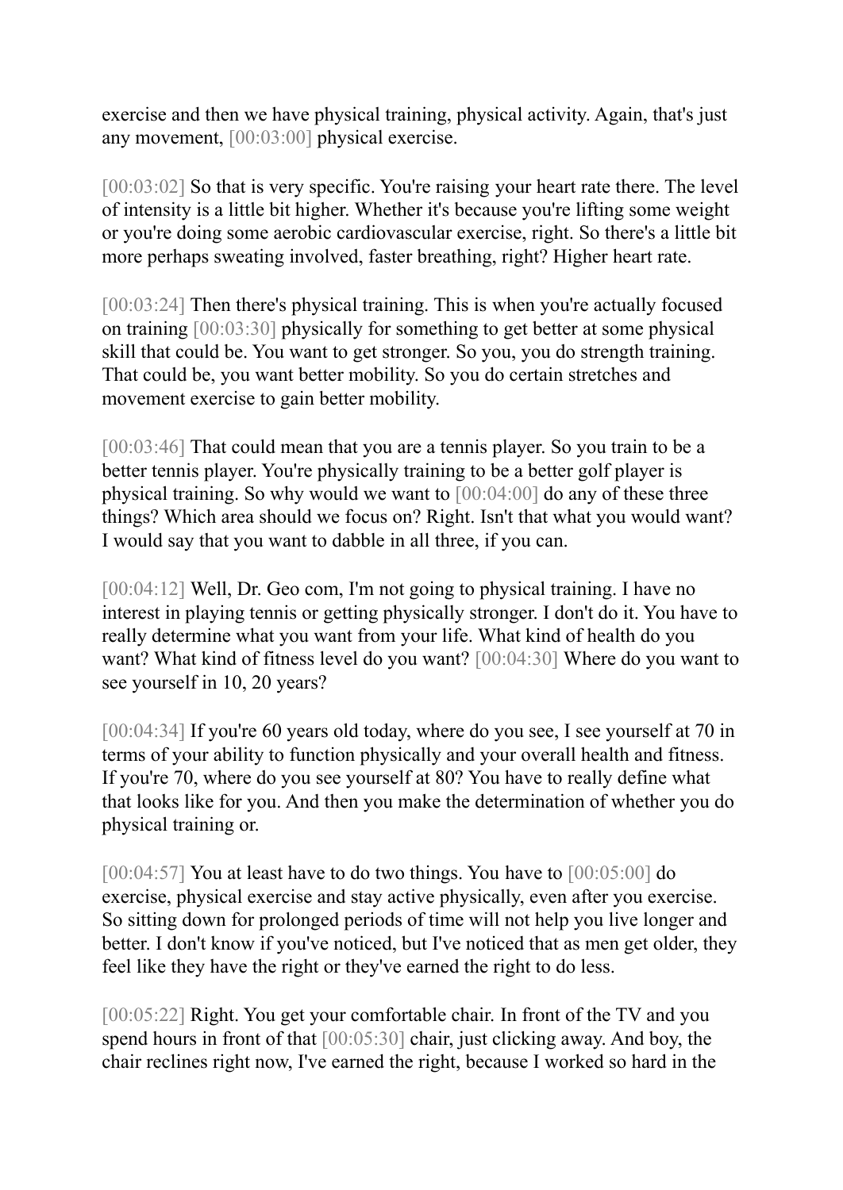exercise and then we have physical training, physical activity. Again, that's just any movement, [00:03:00] physical exercise.

[00:03:02] So that is very specific. You're raising your heart rate there. The level of intensity is a little bit higher. Whether it's because you're lifting some weight or you're doing some aerobic cardiovascular exercise, right. So there's a little bit more perhaps sweating involved, faster breathing, right? Higher heart rate.

[00:03:24] Then there's physical training. This is when you're actually focused on training [00:03:30] physically for something to get better at some physical skill that could be. You want to get stronger. So you, you do strength training. That could be, you want better mobility. So you do certain stretches and movement exercise to gain better mobility.

[00:03:46] That could mean that you are a tennis player. So you train to be a better tennis player. You're physically training to be a better golf player is physical training. So why would we want to [00:04:00] do any of these three things? Which area should we focus on? Right. Isn't that what you would want? I would say that you want to dabble in all three, if you can.

[00:04:12] Well, Dr. Geo com, I'm not going to physical training. I have no interest in playing tennis or getting physically stronger. I don't do it. You have to really determine what you want from your life. What kind of health do you want? What kind of fitness level do you want? [00:04:30] Where do you want to see yourself in 10, 20 years?

[00:04:34] If you're 60 years old today, where do you see, I see yourself at 70 in terms of your ability to function physically and your overall health and fitness. If you're 70, where do you see yourself at 80? You have to really define what that looks like for you. And then you make the determination of whether you do physical training or.

[00:04:57] You at least have to do two things. You have to [00:05:00] do exercise, physical exercise and stay active physically, even after you exercise. So sitting down for prolonged periods of time will not help you live longer and better. I don't know if you've noticed, but I've noticed that as men get older, they feel like they have the right or they've earned the right to do less.

[00:05:22] Right. You get your comfortable chair. In front of the TV and you spend hours in front of that [00:05:30] chair, just clicking away. And boy, the chair reclines right now, I've earned the right, because I worked so hard in the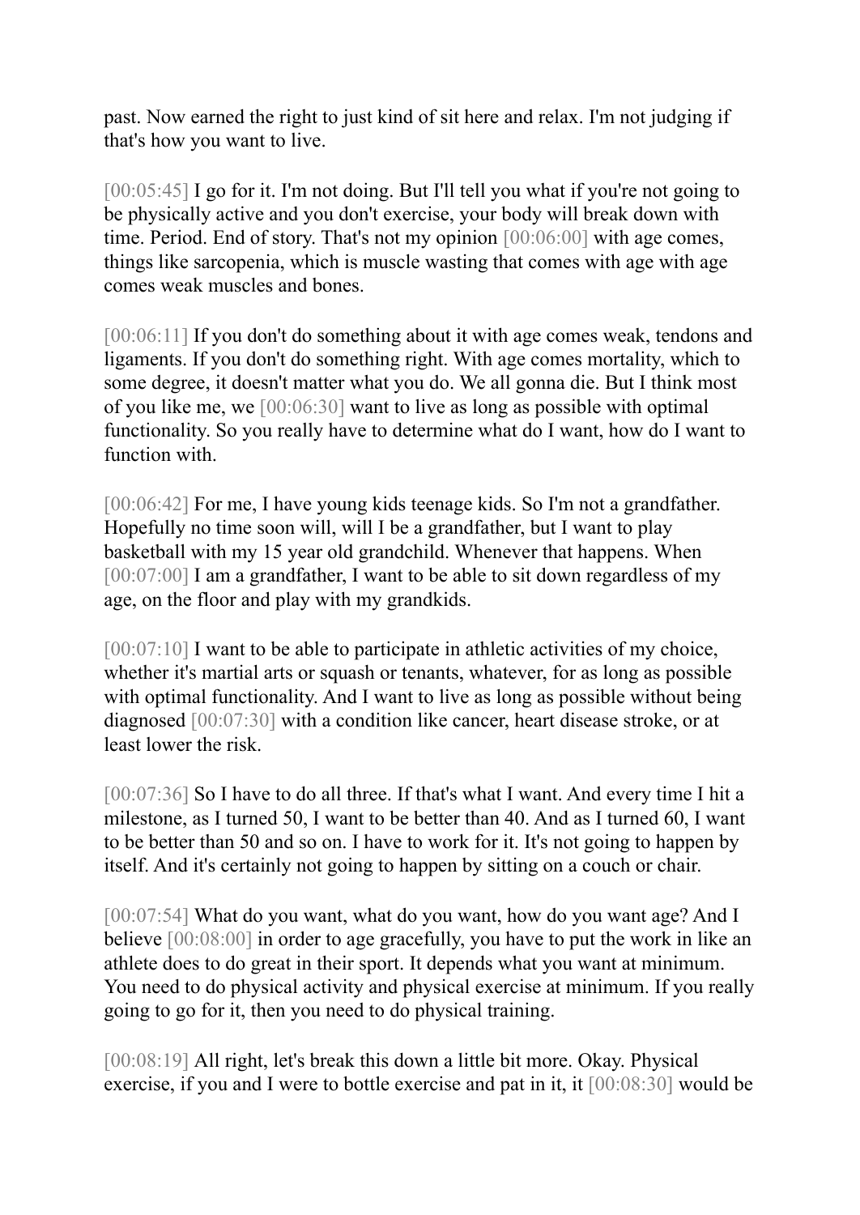past. Now earned the right to just kind of sit here and relax. I'm not judging if that's how you want to live.

[00:05:45] I go for it. I'm not doing. But I'll tell you what if you're not going to be physically active and you don't exercise, your body will break down with time. Period. End of story. That's not my opinion [00:06:00] with age comes, things like sarcopenia, which is muscle wasting that comes with age with age comes weak muscles and bones.

[00:06:11] If you don't do something about it with age comes weak, tendons and ligaments. If you don't do something right. With age comes mortality, which to some degree, it doesn't matter what you do. We all gonna die. But I think most of you like me, we [00:06:30] want to live as long as possible with optimal functionality. So you really have to determine what do I want, how do I want to function with.

[00:06:42] For me, I have young kids teenage kids. So I'm not a grandfather. Hopefully no time soon will, will I be a grandfather, but I want to play basketball with my 15 year old grandchild. Whenever that happens. When [00:07:00] I am a grandfather, I want to be able to sit down regardless of my age, on the floor and play with my grandkids.

[00:07:10] I want to be able to participate in athletic activities of my choice, whether it's martial arts or squash or tenants, whatever, for as long as possible with optimal functionality. And I want to live as long as possible without being diagnosed [00:07:30] with a condition like cancer, heart disease stroke, or at least lower the risk.

[00:07:36] So I have to do all three. If that's what I want. And every time I hit a milestone, as I turned 50, I want to be better than 40. And as I turned 60, I want to be better than 50 and so on. I have to work for it. It's not going to happen by itself. And it's certainly not going to happen by sitting on a couch or chair.

[00:07:54] What do you want, what do you want, how do you want age? And I believe [00:08:00] in order to age gracefully, you have to put the work in like an athlete does to do great in their sport. It depends what you want at minimum. You need to do physical activity and physical exercise at minimum. If you really going to go for it, then you need to do physical training.

[00:08:19] All right, let's break this down a little bit more. Okay. Physical exercise, if you and I were to bottle exercise and pat in it, it [00:08:30] would be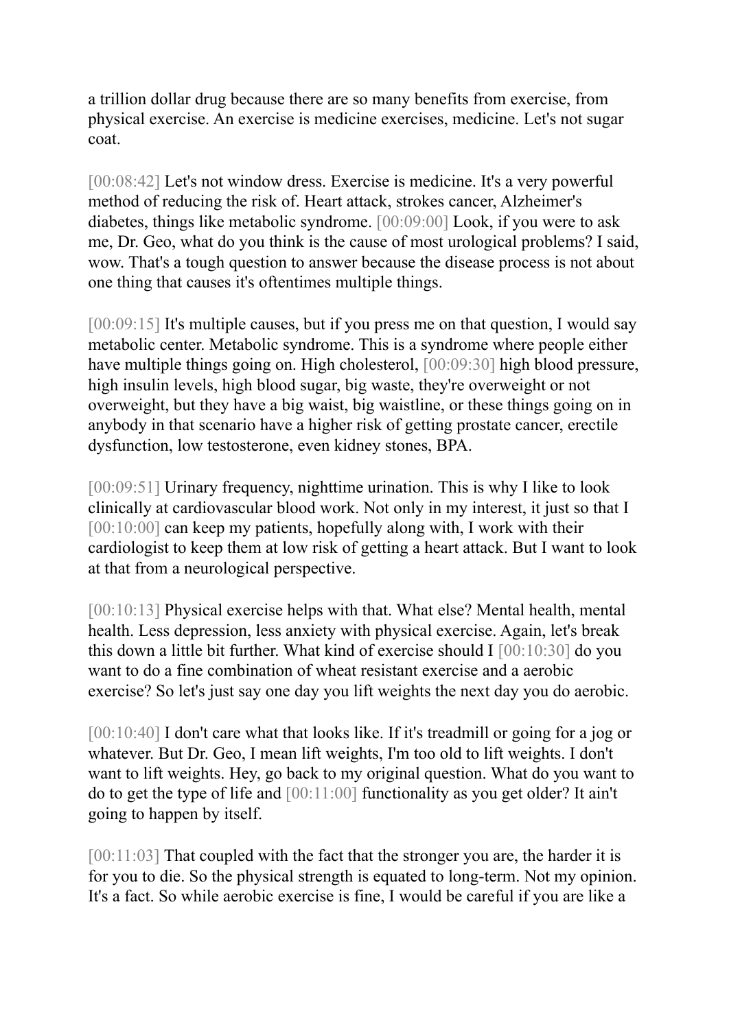a trillion dollar drug because there are so many benefits from exercise, from physical exercise. An exercise is medicine exercises, medicine. Let's not sugar coat.

[00:08:42] Let's not window dress. Exercise is medicine. It's a very powerful method of reducing the risk of. Heart attack, strokes cancer, Alzheimer's diabetes, things like metabolic syndrome. [00:09:00] Look, if you were to ask me, Dr. Geo, what do you think is the cause of most urological problems? I said, wow. That's a tough question to answer because the disease process is not about one thing that causes it's oftentimes multiple things.

[00:09:15] It's multiple causes, but if you press me on that question, I would say metabolic center. Metabolic syndrome. This is a syndrome where people either have multiple things going on. High cholesterol, [00:09:30] high blood pressure, high insulin levels, high blood sugar, big waste, they're overweight or not overweight, but they have a big waist, big waistline, or these things going on in anybody in that scenario have a higher risk of getting prostate cancer, erectile dysfunction, low testosterone, even kidney stones, BPA.

[00:09:51] Urinary frequency, nighttime urination. This is why I like to look clinically at cardiovascular blood work. Not only in my interest, it just so that I [00:10:00] can keep my patients, hopefully along with, I work with their cardiologist to keep them at low risk of getting a heart attack. But I want to look at that from a neurological perspective.

[00:10:13] Physical exercise helps with that. What else? Mental health, mental health. Less depression, less anxiety with physical exercise. Again, let's break this down a little bit further. What kind of exercise should I [00:10:30] do you want to do a fine combination of wheat resistant exercise and a aerobic exercise? So let's just say one day you lift weights the next day you do aerobic.

[00:10:40] I don't care what that looks like. If it's treadmill or going for a jog or whatever. But Dr. Geo, I mean lift weights, I'm too old to lift weights. I don't want to lift weights. Hey, go back to my original question. What do you want to do to get the type of life and [00:11:00] functionality as you get older? It ain't going to happen by itself.

[00:11:03] That coupled with the fact that the stronger you are, the harder it is for you to die. So the physical strength is equated to long-term. Not my opinion. It's a fact. So while aerobic exercise is fine, I would be careful if you are like a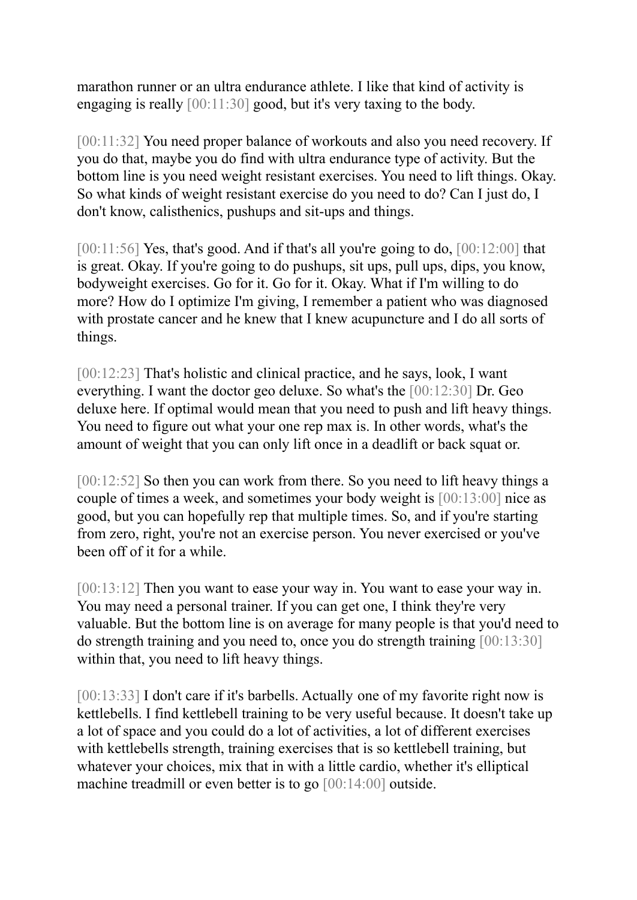marathon runner or an ultra endurance athlete. I like that kind of activity is engaging is really [00:11:30] good, but it's very taxing to the body.

[00:11:32] You need proper balance of workouts and also you need recovery. If you do that, maybe you do find with ultra endurance type of activity. But the bottom line is you need weight resistant exercises. You need to lift things. Okay. So what kinds of weight resistant exercise do you need to do? Can I just do, I don't know, calisthenics, pushups and sit-ups and things.

[00:11:56] Yes, that's good. And if that's all you're going to do, [00:12:00] that is great. Okay. If you're going to do pushups, sit ups, pull ups, dips, you know, bodyweight exercises. Go for it. Go for it. Okay. What if I'm willing to do more? How do I optimize I'm giving, I remember a patient who was diagnosed with prostate cancer and he knew that I knew acupuncture and I do all sorts of things.

[00:12:23] That's holistic and clinical practice, and he says, look, I want everything. I want the doctor geo deluxe. So what's the [00:12:30] Dr. Geo deluxe here. If optimal would mean that you need to push and lift heavy things. You need to figure out what your one rep max is. In other words, what's the amount of weight that you can only lift once in a deadlift or back squat or.

[00:12:52] So then you can work from there. So you need to lift heavy things a couple of times a week, and sometimes your body weight is [00:13:00] nice as good, but you can hopefully rep that multiple times. So, and if you're starting from zero, right, you're not an exercise person. You never exercised or you've been off of it for a while.

[00:13:12] Then you want to ease your way in. You want to ease your way in. You may need a personal trainer. If you can get one, I think they're very valuable. But the bottom line is on average for many people is that you'd need to do strength training and you need to, once you do strength training [00:13:30] within that, you need to lift heavy things.

[00:13:33] I don't care if it's barbells. Actually one of my favorite right now is kettlebells. I find kettlebell training to be very useful because. It doesn't take up a lot of space and you could do a lot of activities, a lot of different exercises with kettlebells strength, training exercises that is so kettlebell training, but whatever your choices, mix that in with a little cardio, whether it's elliptical machine treadmill or even better is to go [00:14:00] outside.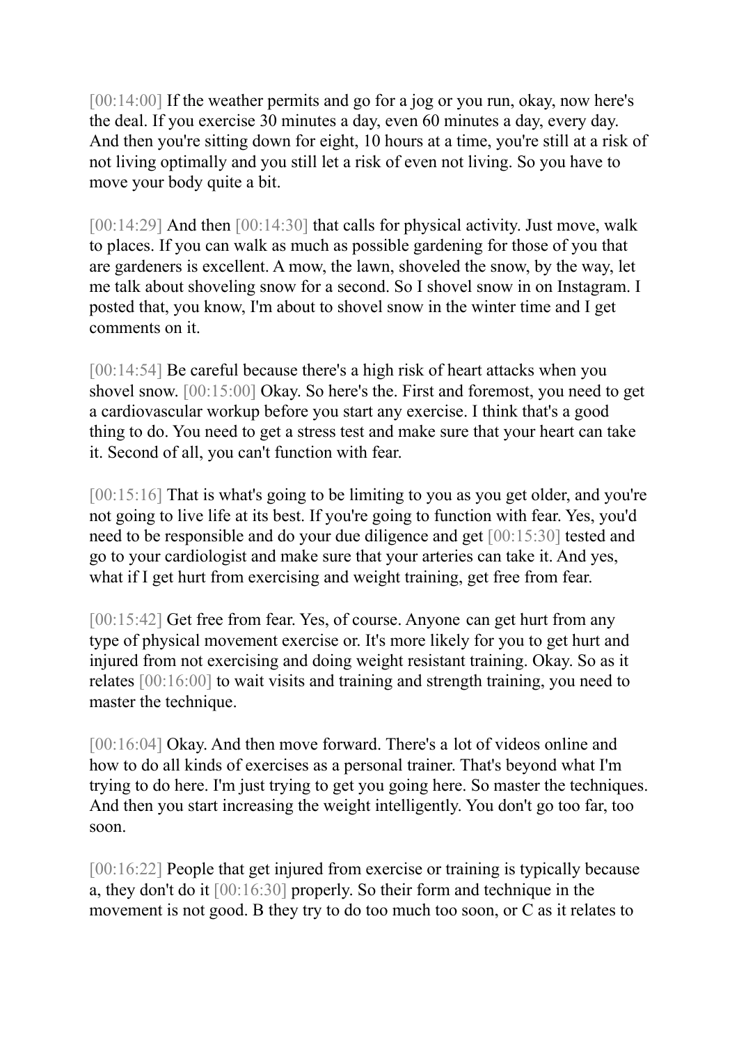[00:14:00] If the weather permits and go for a jog or you run, okay, now here's the deal. If you exercise 30 minutes a day, even 60 minutes a day, every day. And then you're sitting down for eight, 10 hours at a time, you're still at a risk of not living optimally and you still let a risk of even not living. So you have to move your body quite a bit.

[00:14:29] And then [00:14:30] that calls for physical activity. Just move, walk to places. If you can walk as much as possible gardening for those of you that are gardeners is excellent. A mow, the lawn, shoveled the snow, by the way, let me talk about shoveling snow for a second. So I shovel snow in on Instagram. I posted that, you know, I'm about to shovel snow in the winter time and I get comments on it.

[00:14:54] Be careful because there's a high risk of heart attacks when you shovel snow. [00:15:00] Okay. So here's the. First and foremost, you need to get a cardiovascular workup before you start any exercise. I think that's a good thing to do. You need to get a stress test and make sure that your heart can take it. Second of all, you can't function with fear.

[00:15:16] That is what's going to be limiting to you as you get older, and you're not going to live life at its best. If you're going to function with fear. Yes, you'd need to be responsible and do your due diligence and get [00:15:30] tested and go to your cardiologist and make sure that your arteries can take it. And yes, what if I get hurt from exercising and weight training, get free from fear.

[00:15:42] Get free from fear. Yes, of course. Anyone can get hurt from any type of physical movement exercise or. It's more likely for you to get hurt and injured from not exercising and doing weight resistant training. Okay. So as it relates [00:16:00] to wait visits and training and strength training, you need to master the technique.

[00:16:04] Okay. And then move forward. There's a lot of videos online and how to do all kinds of exercises as a personal trainer. That's beyond what I'm trying to do here. I'm just trying to get you going here. So master the techniques. And then you start increasing the weight intelligently. You don't go too far, too soon.

[00:16:22] People that get injured from exercise or training is typically because a, they don't do it [00:16:30] properly. So their form and technique in the movement is not good. B they try to do too much too soon, or C as it relates to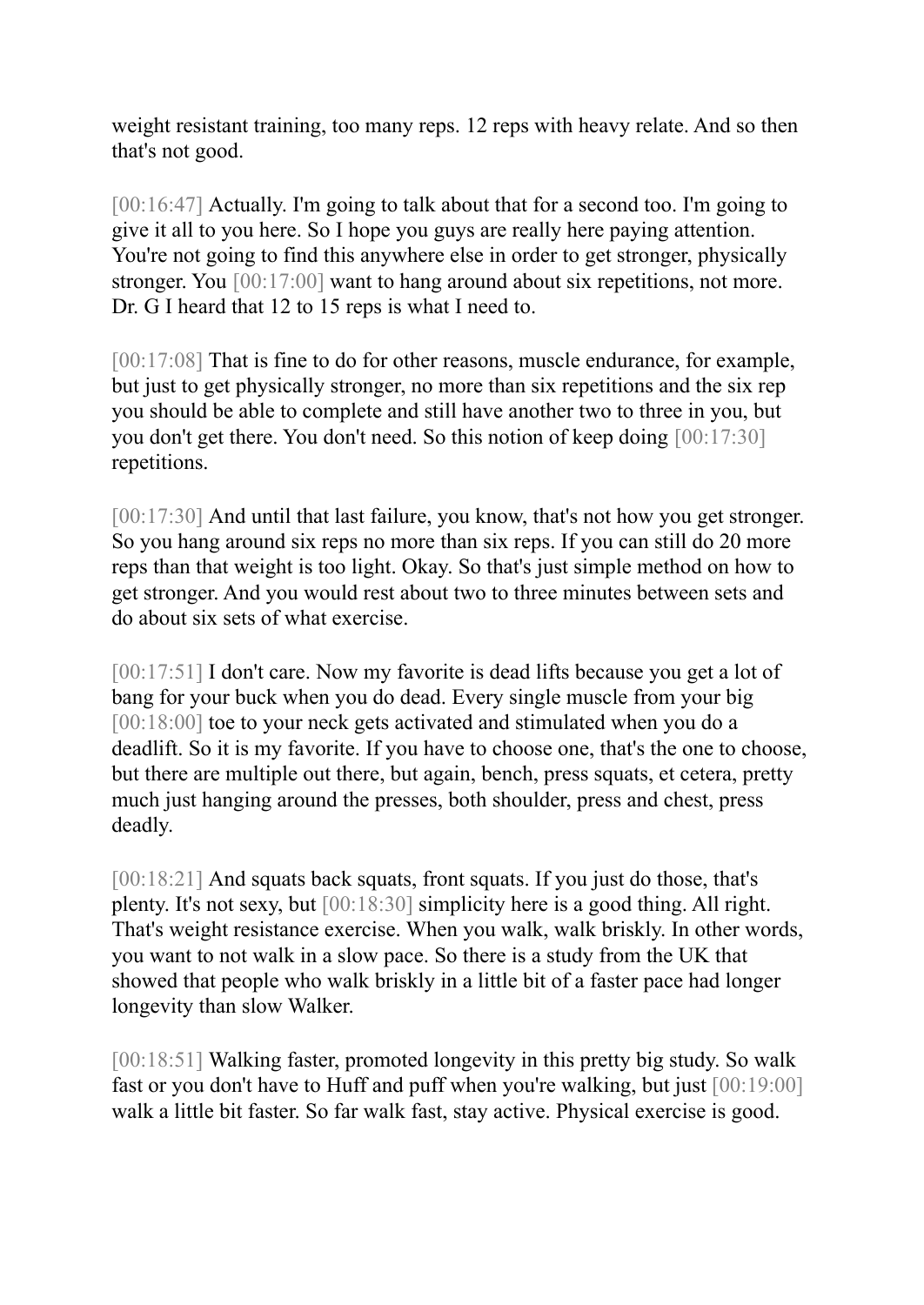weight resistant training, too many reps. 12 reps with heavy relate. And so then that's not good.

[00:16:47] Actually. I'm going to talk about that for a second too. I'm going to give it all to you here. So I hope you guys are really here paying attention. You're not going to find this anywhere else in order to get stronger, physically stronger. You [00:17:00] want to hang around about six repetitions, not more. Dr. G I heard that 12 to 15 reps is what I need to.

[00:17:08] That is fine to do for other reasons, muscle endurance, for example, but just to get physically stronger, no more than six repetitions and the six rep you should be able to complete and still have another two to three in you, but you don't get there. You don't need. So this notion of keep doing [00:17:30] repetitions.

[00:17:30] And until that last failure, you know, that's not how you get stronger. So you hang around six reps no more than six reps. If you can still do 20 more reps than that weight is too light. Okay. So that's just simple method on how to get stronger. And you would rest about two to three minutes between sets and do about six sets of what exercise.

[00:17:51] I don't care. Now my favorite is dead lifts because you get a lot of bang for your buck when you do dead. Every single muscle from your big [00:18:00] toe to your neck gets activated and stimulated when you do a deadlift. So it is my favorite. If you have to choose one, that's the one to choose, but there are multiple out there, but again, bench, press squats, et cetera, pretty much just hanging around the presses, both shoulder, press and chest, press deadly.

[00:18:21] And squats back squats, front squats. If you just do those, that's plenty. It's not sexy, but [00:18:30] simplicity here is a good thing. All right. That's weight resistance exercise. When you walk, walk briskly. In other words, you want to not walk in a slow pace. So there is a study from the UK that showed that people who walk briskly in a little bit of a faster pace had longer longevity than slow Walker.

[00:18:51] Walking faster, promoted longevity in this pretty big study. So walk fast or you don't have to Huff and puff when you're walking, but just [00:19:00] walk a little bit faster. So far walk fast, stay active. Physical exercise is good.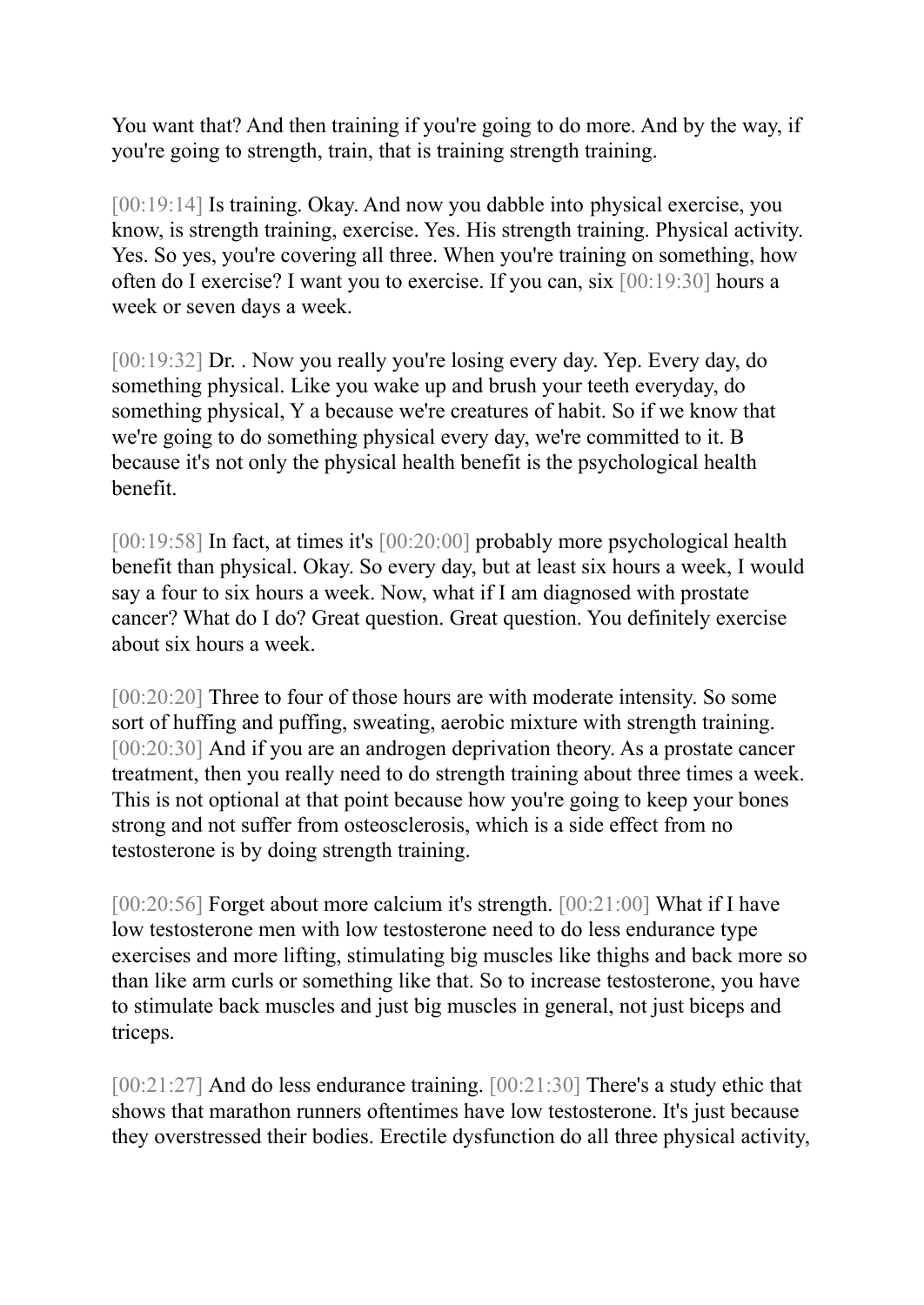You want that? And then training if you're going to do more. And by the way, if you're going to strength, train, that is training strength training.

[00:19:14] Is training. Okay. And now you dabble into physical exercise, you know, is strength training, exercise. Yes. His strength training. Physical activity. Yes. So yes, you're covering all three. When you're training on something, how often do I exercise? I want you to exercise. If you can, six [00:19:30] hours a week or seven days a week.

[00:19:32] Dr. . Now you really you're losing every day. Yep. Every day, do something physical. Like you wake up and brush your teeth everyday, do something physical, Y a because we're creatures of habit. So if we know that we're going to do something physical every day, we're committed to it. B because it's not only the physical health benefit is the psychological health benefit.

[00:19:58] In fact, at times it's [00:20:00] probably more psychological health benefit than physical. Okay. So every day, but at least six hours a week, I would say a four to six hours a week. Now, what if I am diagnosed with prostate cancer? What do I do? Great question. Great question. You definitely exercise about six hours a week.

[00:20:20] Three to four of those hours are with moderate intensity. So some sort of huffing and puffing, sweating, aerobic mixture with strength training. [00:20:30] And if you are an androgen deprivation theory. As a prostate cancer treatment, then you really need to do strength training about three times a week. This is not optional at that point because how you're going to keep your bones strong and not suffer from osteosclerosis, which is a side effect from no testosterone is by doing strength training.

[00:20:56] Forget about more calcium it's strength. [00:21:00] What if I have low testosterone men with low testosterone need to do less endurance type exercises and more lifting, stimulating big muscles like thighs and back more so than like arm curls or something like that. So to increase testosterone, you have to stimulate back muscles and just big muscles in general, not just biceps and triceps.

[00:21:27] And do less endurance training. [00:21:30] There's a study ethic that shows that marathon runners oftentimes have low testosterone. It's just because they overstressed their bodies. Erectile dysfunction do all three physical activity,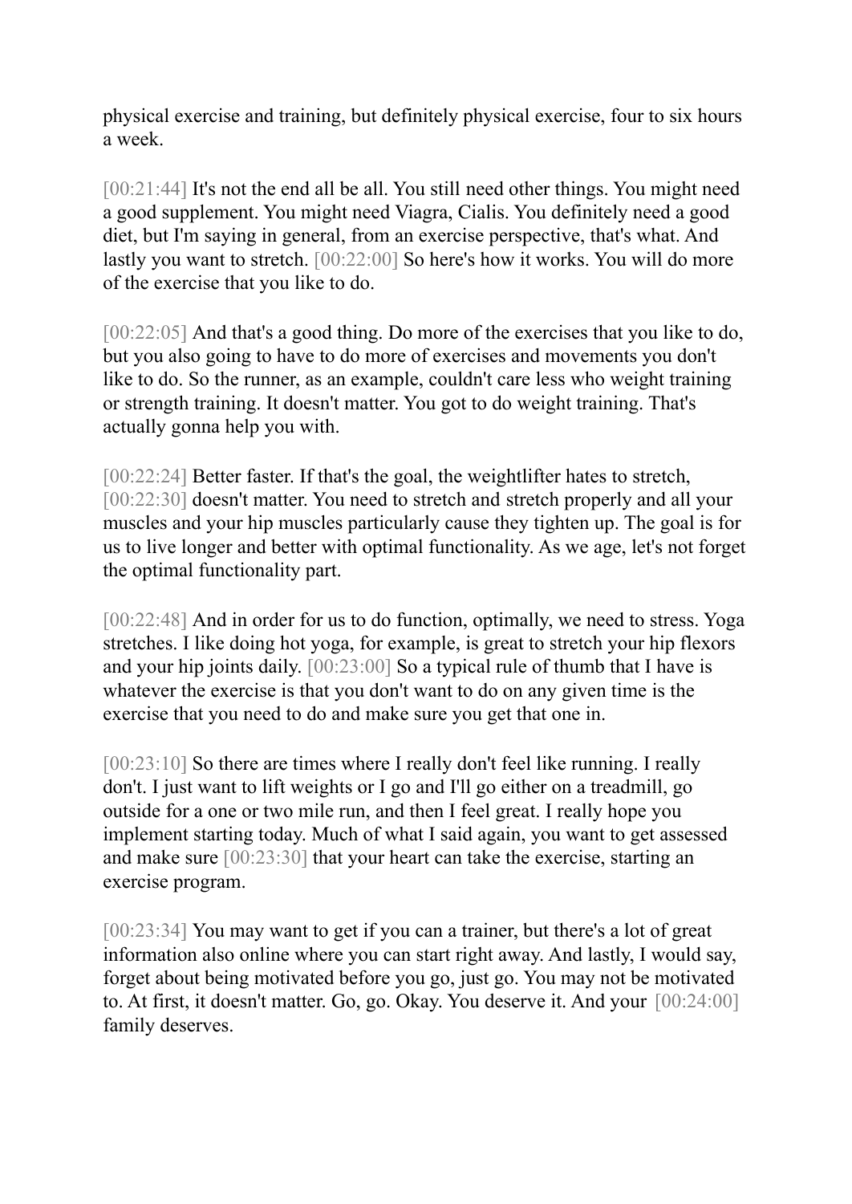physical exercise and training, but definitely physical exercise, four to six hours a week.

[00:21:44] It's not the end all be all. You still need other things. You might need a good supplement. You might need Viagra, Cialis. You definitely need a good diet, but I'm saying in general, from an exercise perspective, that's what. And lastly you want to stretch. [00:22:00] So here's how it works. You will do more of the exercise that you like to do.

[00:22:05] And that's a good thing. Do more of the exercises that you like to do, but you also going to have to do more of exercises and movements you don't like to do. So the runner, as an example, couldn't care less who weight training or strength training. It doesn't matter. You got to do weight training. That's actually gonna help you with.

[00:22:24] Better faster. If that's the goal, the weightlifter hates to stretch, [00:22:30] doesn't matter. You need to stretch and stretch properly and all your muscles and your hip muscles particularly cause they tighten up. The goal is for us to live longer and better with optimal functionality. As we age, let's not forget the optimal functionality part.

[00:22:48] And in order for us to do function, optimally, we need to stress. Yoga stretches. I like doing hot yoga, for example, is great to stretch your hip flexors and your hip joints daily. [00:23:00] So a typical rule of thumb that I have is whatever the exercise is that you don't want to do on any given time is the exercise that you need to do and make sure you get that one in.

[00:23:10] So there are times where I really don't feel like running. I really don't. I just want to lift weights or I go and I'll go either on a treadmill, go outside for a one or two mile run, and then I feel great. I really hope you implement starting today. Much of what I said again, you want to get assessed and make sure [00:23:30] that your heart can take the exercise, starting an exercise program.

[00:23:34] You may want to get if you can a trainer, but there's a lot of great information also online where you can start right away. And lastly, I would say, forget about being motivated before you go, just go. You may not be motivated to. At first, it doesn't matter. Go, go. Okay. You deserve it. And your [00:24:00] family deserves.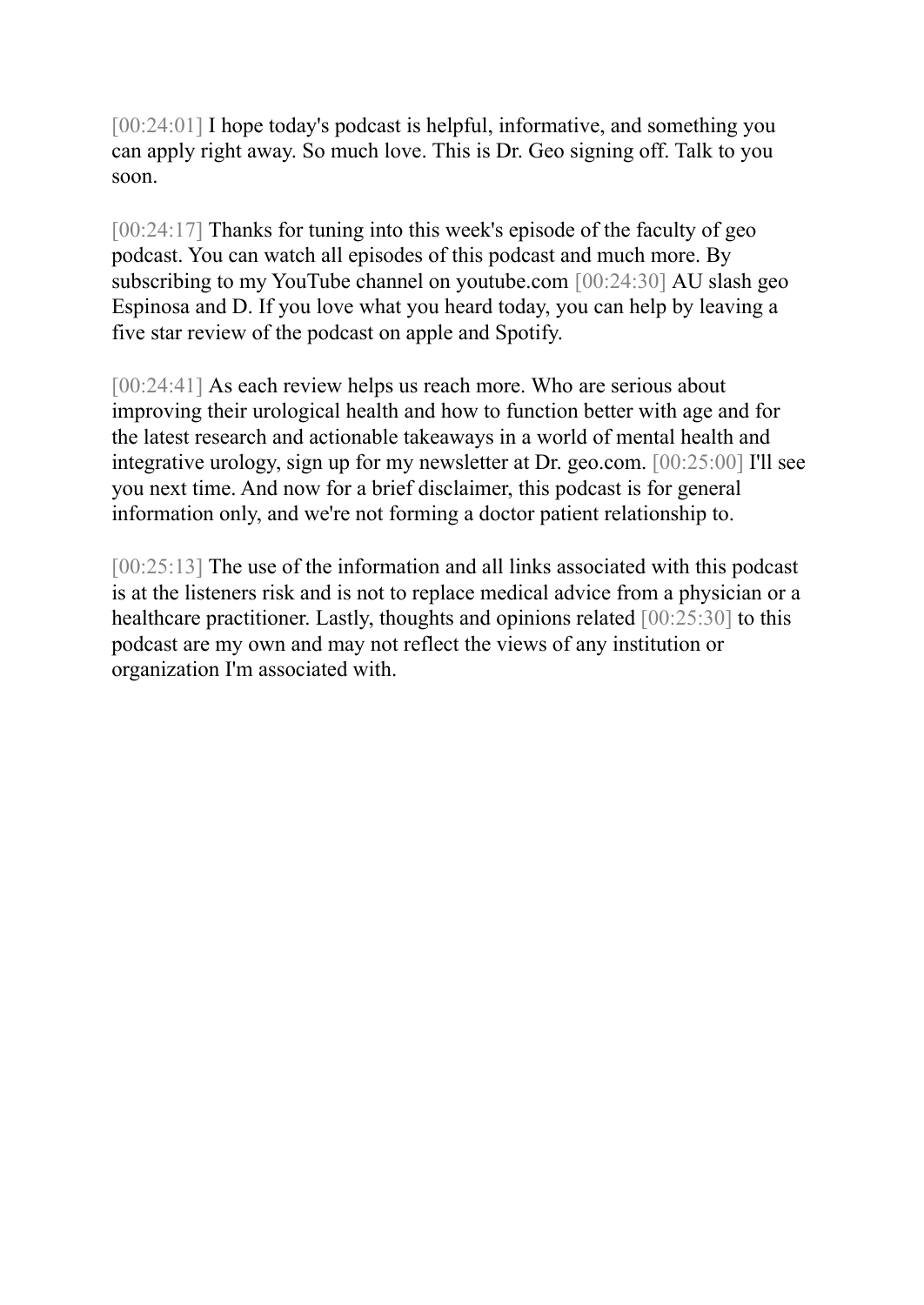[00:24:01] I hope today's podcast is helpful, informative, and something you can apply right away. So much love. This is Dr. Geo signing off. Talk to you soon.

[00:24:17] Thanks for tuning into this week's episode of the faculty of geo podcast. You can watch all episodes of this podcast and much more. By subscribing to my YouTube channel on youtube.com [00:24:30] AU slash geo Espinosa and D. If you love what you heard today, you can help by leaving a five star review of the podcast on apple and Spotify.

[00:24:41] As each review helps us reach more. Who are serious about improving their urological health and how to function better with age and for the latest research and actionable takeaways in a world of mental health and integrative urology, sign up for my newsletter at Dr. geo.com. [00:25:00] I'll see you next time. And now for a brief disclaimer, this podcast is for general information only, and we're not forming a doctor patient relationship to.

[00:25:13] The use of the information and all links associated with this podcast is at the listeners risk and is not to replace medical advice from a physician or a healthcare practitioner. Lastly, thoughts and opinions related [00:25:30] to this podcast are my own and may not reflect the views of any institution or organization I'm associated with.